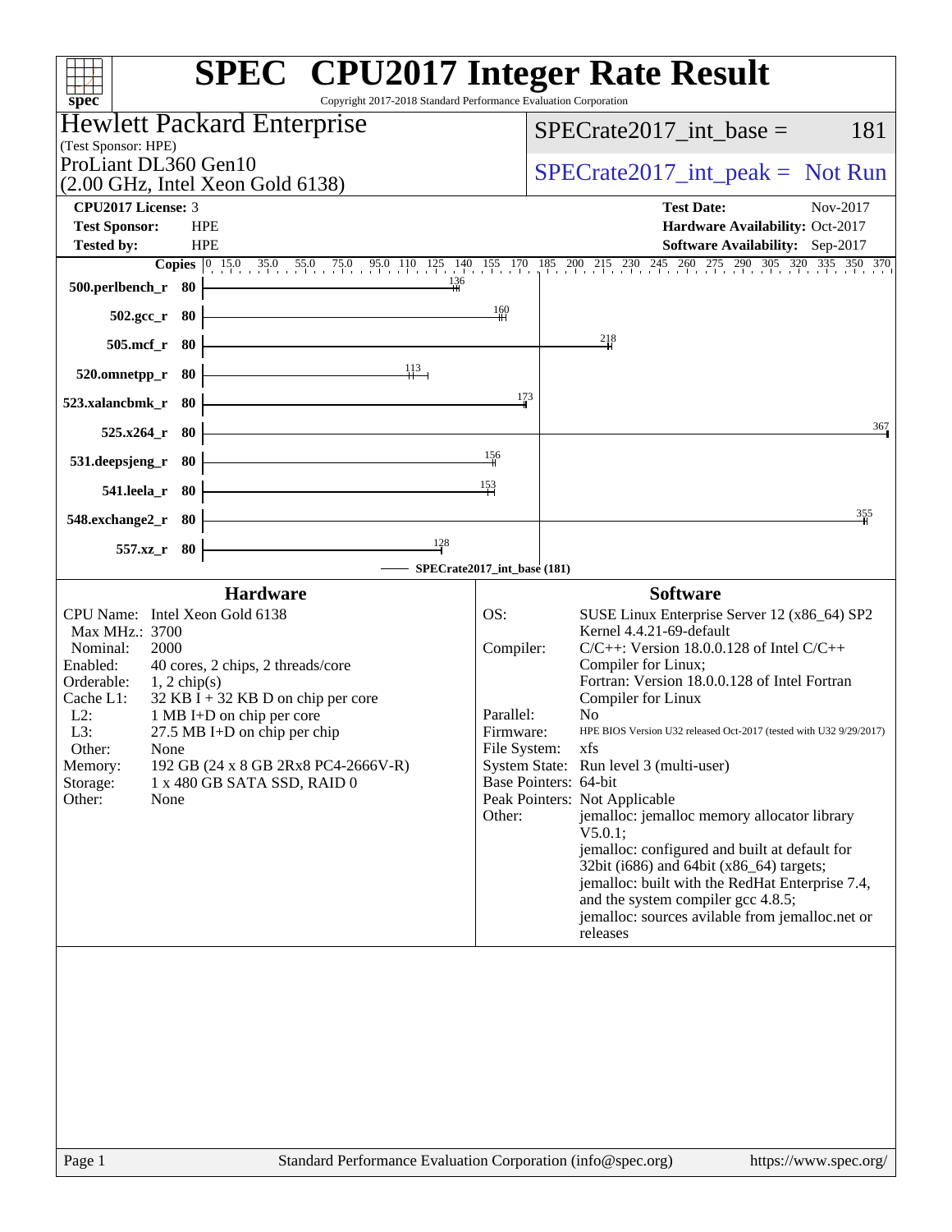# SPEC CPU2017 Integer Rate Result

Copyright 2017-2018 Standard Performance Evaluation Corporation

**Hewlett Packard Enterprise**
(Test Sponsor: HPE)
ProLiant DL360 Gen10
(2.00 GHz, Intel Xeon Gold 6138)

SPECrate2017_int_base = 181

SPECrate2017_int_peak = Not Run

| | | | |
|---|---|---|---|
| **CPU2017 License:** | 3 | **Test Date:** | Nov-2017 |
| **Test Sponsor:** | HPE | **Hardware Availability:** | Oct-2017 |
| **Tested by:** | HPE | **Software Availability:** | Sep-2017 |

| Benchmark | Copies | Base Ratio |
|---|---|---|
| 500.perlbench_r | 80 | 136 |
| 502.gcc_r | 80 | 160 |
| 505.mcf_r | 80 | 218 |
| 520.omnetpp_r | 80 | 113 |
| 523.xalancbmk_r | 80 | 173 |
| 525.x264_r | 80 | 367 |
| 531.deepsjeng_r | 80 | 156 |
| 541.leela_r | 80 | 153 |
| 548.exchange2_r | 80 | 355 |
| 557.xz_r | 80 | 128 |

SPECrate2017_int_base (181)

## Hardware

| | |
|---|---|
| CPU Name: | Intel Xeon Gold 6138 |
| Max MHz.: | 3700 |
| Nominal: | 2000 |
| Enabled: | 40 cores, 2 chips, 2 threads/core |
| Orderable: | 1, 2 chip(s) |
| Cache L1: | 32 KB I + 32 KB D on chip per core |
| L2: | 1 MB I+D on chip per core |
| L3: | 27.5 MB I+D on chip per chip |
| Other: | None |
| Memory: | 192 GB (24 x 8 GB 2Rx8 PC4-2666V-R) |
| Storage: | 1 x 480 GB SATA SSD, RAID 0 |
| Other: | None |

## Software

| | |
|---|---|
| OS: | SUSE Linux Enterprise Server 12 (x86_64) SP2 Kernel 4.4.21-69-default |
| Compiler: | C/C++: Version 18.0.0.128 of Intel C/C++ Compiler for Linux; Fortran: Version 18.0.0.128 of Intel Fortran Compiler for Linux |
| Parallel: | No |
| Firmware: | HPE BIOS Version U32 released Oct-2017 (tested with U32 9/29/2017) |
| File System: | xfs |
| System State: | Run level 3 (multi-user) |
| Base Pointers: | 64-bit |
| Peak Pointers: | Not Applicable |
| Other: | jemalloc: jemalloc memory allocator library V5.0.1; jemalloc: configured and built at default for 32bit (i686) and 64bit (x86_64) targets; jemalloc: built with the RedHat Enterprise 7.4, and the system compiler gcc 4.8.5; jemalloc: sources avilable from jemalloc.net or releases |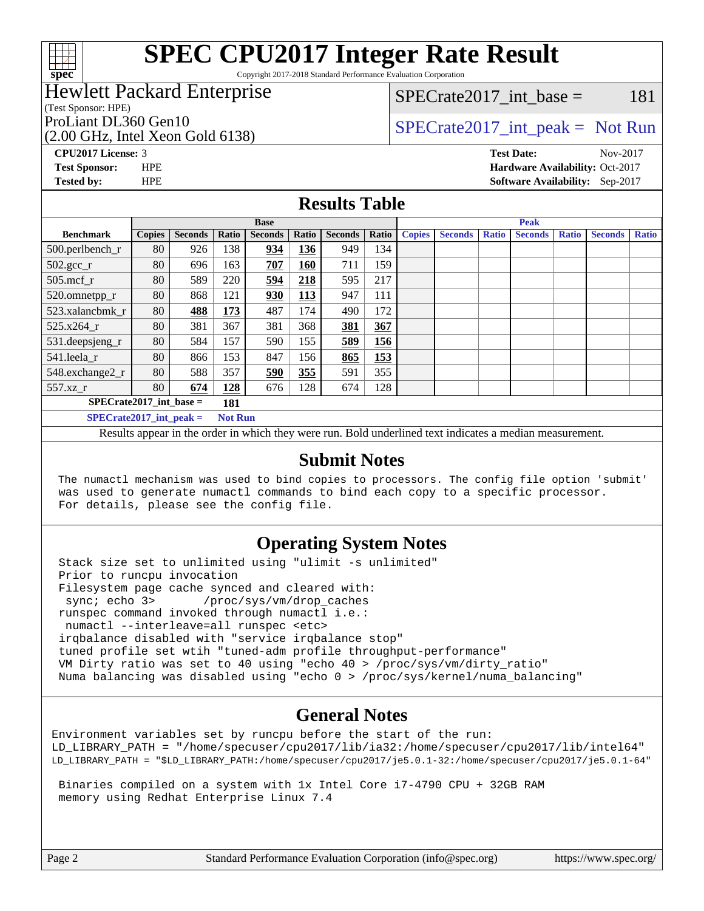# SPEC CPU2017 Integer Rate Result

Copyright 2017-2018 Standard Performance Evaluation Corporation

## Hewlett Packard Enterprise

(Test Sponsor: HPE)

ProLiant DL360 Gen10

(2.00 GHz, Intel Xeon Gold 6138)

SPECrate2017_int_base = 181

SPECrate2017_int_peak = Not Run

**CPU2017 License:** 3
**Test Sponsor:** HPE
**Tested by:** HPE

**Test Date:** Nov-2017
**Hardware Availability:** Oct-2017
**Software Availability:** Sep-2017

## Results Table

| | Base | | | | | | | Peak | | | | | | |
|---|---|---|---|---|---|---|---|---|---|---|---|---|---|---|
| **Benchmark** | **Copies** | **Seconds** | **Ratio** | **Seconds** | **Ratio** | **Seconds** | **Ratio** | **Copies** | **Seconds** | **Ratio** | **Seconds** | **Ratio** | **Seconds** | **Ratio** |
| 500.perlbench_r | 80 | 926 | 138 | **934** | **136** | 949 | 134 | | | | | | | |
| 502.gcc_r | 80 | 696 | 163 | **707** | **160** | 711 | 159 | | | | | | | |
| 505.mcf_r | 80 | 589 | 220 | **594** | **218** | 595 | 217 | | | | | | | |
| 520.omnetpp_r | 80 | 868 | 121 | **930** | **113** | 947 | 111 | | | | | | | |
| 523.xalancbmk_r | 80 | **488** | **173** | 487 | 174 | 490 | 172 | | | | | | | |
| 525.x264_r | 80 | 381 | 367 | 381 | 368 | **381** | **367** | | | | | | | |
| 531.deepsjeng_r | 80 | 584 | 157 | 590 | 155 | **589** | **156** | | | | | | | |
| 541.leela_r | 80 | 866 | 153 | 847 | 156 | **865** | **153** | | | | | | | |
| 548.exchange2_r | 80 | 588 | 357 | **590** | **355** | 591 | 355 | | | | | | | |
| 557.xz_r | 80 | **674** | **128** | 676 | 128 | 674 | 128 | | | | | | | |

**SPECrate2017_int_base = 181**

**SPECrate2017_int_peak = Not Run**

Results appear in the order in which they were run. Bold underlined text indicates a median measurement.

## Submit Notes

```
The numactl mechanism was used to bind copies to processors. The config file option 'submit'
was used to generate numactl commands to bind each copy to a specific processor.
For details, please see the config file.
```

## Operating System Notes

```
Stack size set to unlimited using "ulimit -s unlimited"
Prior to runcpu invocation
Filesystem page cache synced and cleared with:
 sync; echo 3>       /proc/sys/vm/drop_caches
runspec command invoked through numactl i.e.:
 numactl --interleave=all runspec <etc>
irqbalance disabled with "service irqbalance stop"
tuned profile set wtih "tuned-adm profile throughput-performance"
VM Dirty ratio was set to 40 using "echo 40 > /proc/sys/vm/dirty_ratio"
Numa balancing was disabled using "echo 0 > /proc/sys/kernel/numa_balancing"
```

## General Notes

```
Environment variables set by runcpu before the start of the run:
LD_LIBRARY_PATH = "/home/specuser/cpu2017/lib/ia32:/home/specuser/cpu2017/lib/intel64"
LD_LIBRARY_PATH = "$LD_LIBRARY_PATH:/home/specuser/cpu2017/je5.0.1-32:/home/specuser/cpu2017/je5.0.1-64"

 Binaries compiled on a system with 1x Intel Core i7-4790 CPU + 32GB RAM
 memory using Redhat Enterprise Linux 7.4
```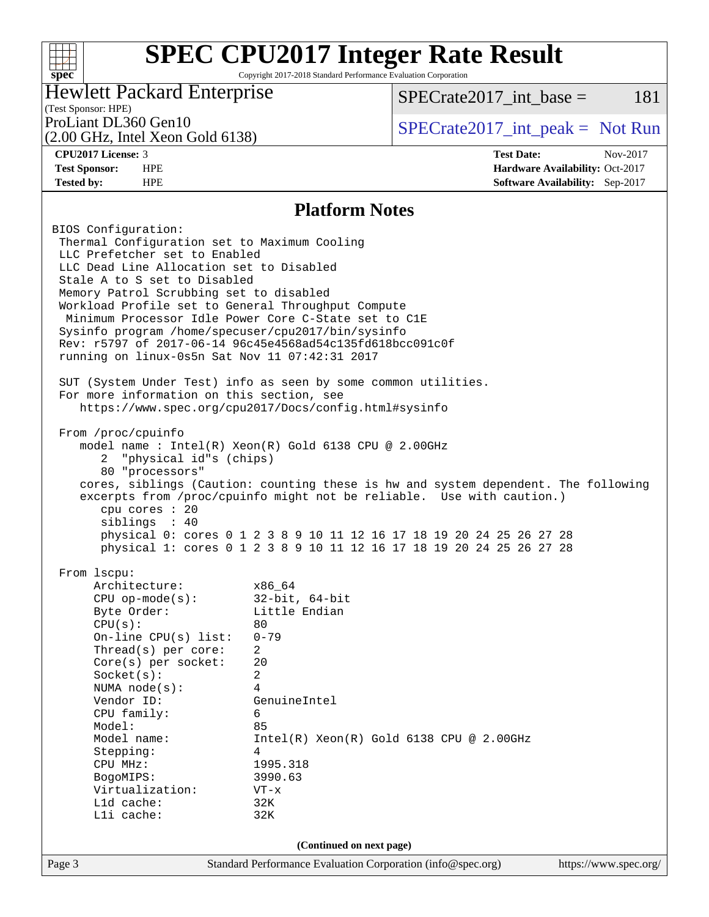# SPEC CPU2017 Integer Rate Result

Copyright 2017-2018 Standard Performance Evaluation Corporation

**Hewlett Packard Enterprise**
(Test Sponsor: HPE)

ProLiant DL360 Gen10
(2.00 GHz, Intel Xeon Gold 6138)

SPECrate2017_int_base = 181

SPECrate2017_int_peak = Not Run

| | | | |
|---|---|---|---|
| **CPU2017 License:** | 3 | **Test Date:** | Nov-2017 |
| **Test Sponsor:** | HPE | **Hardware Availability:** | Oct-2017 |
| **Tested by:** | HPE | **Software Availability:** | Sep-2017 |

## Platform Notes

```
BIOS Configuration:
 Thermal Configuration set to Maximum Cooling
 LLC Prefetcher set to Enabled
 LLC Dead Line Allocation set to Disabled
 Stale A to S set to Disabled
 Memory Patrol Scrubbing set to disabled
 Workload Profile set to General Throughput Compute
  Minimum Processor Idle Power Core C-State set to C1E
 Sysinfo program /home/specuser/cpu2017/bin/sysinfo
 Rev: r5797 of 2017-06-14 96c45e4568ad54c135fd618bcc091c0f
 running on linux-0s5n Sat Nov 11 07:42:31 2017

 SUT (System Under Test) info as seen by some common utilities.
 For more information on this section, see
    https://www.spec.org/cpu2017/Docs/config.html#sysinfo

 From /proc/cpuinfo
    model name : Intel(R) Xeon(R) Gold 6138 CPU @ 2.00GHz
       2  "physical id"s (chips)
       80 "processors"
    cores, siblings (Caution: counting these is hw and system dependent. The following
    excerpts from /proc/cpuinfo might not be reliable.  Use with caution.)
       cpu cores : 20
       siblings  : 40
       physical 0: cores 0 1 2 3 8 9 10 11 12 16 17 18 19 20 24 25 26 27 28
       physical 1: cores 0 1 2 3 8 9 10 11 12 16 17 18 19 20 24 25 26 27 28

 From lscpu:
      Architecture:          x86_64
      CPU op-mode(s):        32-bit, 64-bit
      Byte Order:            Little Endian
      CPU(s):                80
      On-line CPU(s) list:   0-79
      Thread(s) per core:    2
      Core(s) per socket:    20
      Socket(s):             2
      NUMA node(s):          4
      Vendor ID:             GenuineIntel
      CPU family:            6
      Model:                 85
      Model name:            Intel(R) Xeon(R) Gold 6138 CPU @ 2.00GHz
      Stepping:              4
      CPU MHz:               1995.318
      BogoMIPS:              3990.63
      Virtualization:        VT-x
      L1d cache:             32K
      L1i cache:             32K
```

(Continued on next page)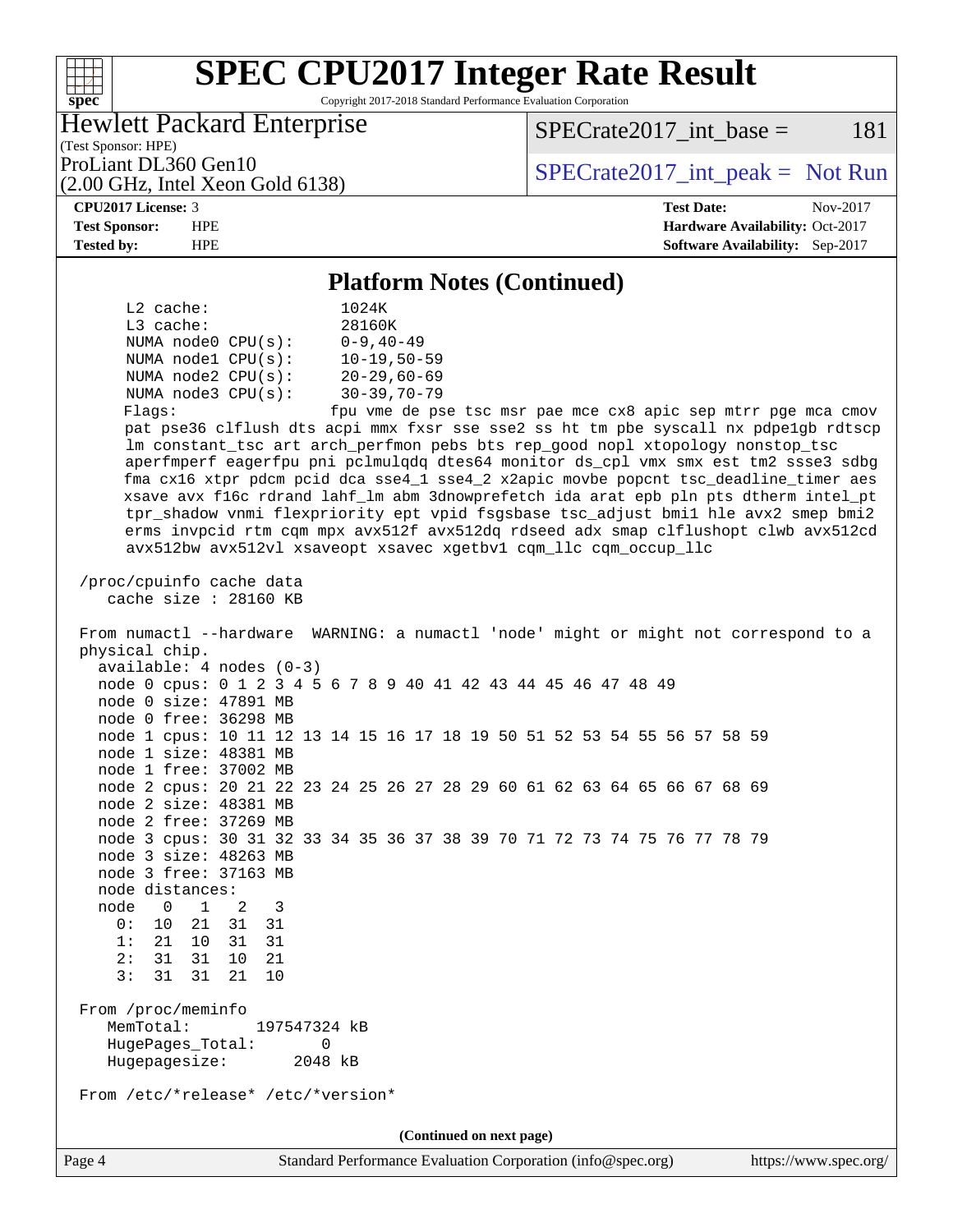## Platform Notes (Continued)

```
     L2 cache:              1024K
     L3 cache:              28160K
     NUMA node0 CPU(s):     0-9,40-49
     NUMA node1 CPU(s):     10-19,50-59
     NUMA node2 CPU(s):     20-29,60-69
     NUMA node3 CPU(s):     30-39,70-79
     Flags:                 fpu vme de pse tsc msr pae mce cx8 apic sep mtrr pge mca cmov
     pat pse36 clflush dts acpi mmx fxsr sse sse2 ss ht tm pbe syscall nx pdpe1gb rdtscp
     lm constant_tsc art arch_perfmon pebs bts rep_good nopl xtopology nonstop_tsc
     aperfmperf eagerfpu pni pclmulqdq dtes64 monitor ds_cpl vmx smx est tm2 ssse3 sdbg
     fma cx16 xtpr pdcm pcid dca sse4_1 sse4_2 x2apic movbe popcnt tsc_deadline_timer aes
     xsave avx f16c rdrand lahf_lm abm 3dnowprefetch ida arat epb pln pts dtherm intel_pt
     tpr_shadow vnmi flexpriority ept vpid fsgsbase tsc_adjust bmi1 hle avx2 smep bmi2
     erms invpcid rtm cqm mpx avx512f avx512dq rdseed adx smap clflushopt clwb avx512cd
     avx512bw avx512vl xsaveopt xsavec xgetbv1 cqm_llc cqm_occup_llc

 /proc/cpuinfo cache data
    cache size : 28160 KB

 From numactl --hardware  WARNING: a numactl 'node' might or might not correspond to a
 physical chip.
   available: 4 nodes (0-3)
   node 0 cpus: 0 1 2 3 4 5 6 7 8 9 40 41 42 43 44 45 46 47 48 49
   node 0 size: 47891 MB
   node 0 free: 36298 MB
   node 1 cpus: 10 11 12 13 14 15 16 17 18 19 50 51 52 53 54 55 56 57 58 59
   node 1 size: 48381 MB
   node 1 free: 37002 MB
   node 2 cpus: 20 21 22 23 24 25 26 27 28 29 60 61 62 63 64 65 66 67 68 69
   node 2 size: 48381 MB
   node 2 free: 37269 MB
   node 3 cpus: 30 31 32 33 34 35 36 37 38 39 70 71 72 73 74 75 76 77 78 79
   node 3 size: 48263 MB
   node 3 free: 37163 MB
   node distances:
   node   0   1   2   3
     0:  10  21  31  31
     1:  21  10  31  31
     2:  31  31  10  21
     3:  31  31  21  10

 From /proc/meminfo
    MemTotal:       197547324 kB
    HugePages_Total:       0
    Hugepagesize:       2048 kB

 From /etc/*release* /etc/*version*
```

(Continued on next page)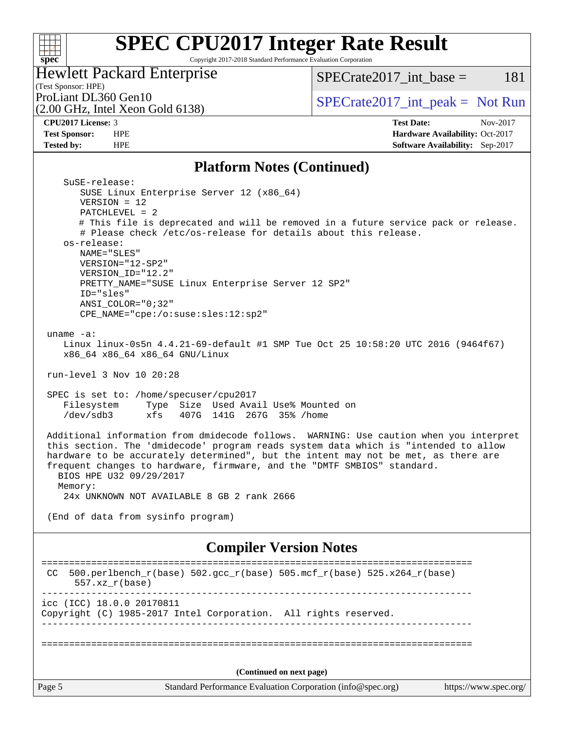## Platform Notes (Continued)

```
    SuSE-release:
       SUSE Linux Enterprise Server 12 (x86_64)
       VERSION = 12
       PATCHLEVEL = 2
       # This file is deprecated and will be removed in a future service pack or release.
       # Please check /etc/os-release for details about this release.
    os-release:
       NAME="SLES"
       VERSION="12-SP2"
       VERSION_ID="12.2"
       PRETTY_NAME="SUSE Linux Enterprise Server 12 SP2"
       ID="sles"
       ANSI_COLOR="0;32"
       CPE_NAME="cpe:/o:suse:sles:12:sp2"

 uname -a:
    Linux linux-0s5n 4.4.21-69-default #1 SMP Tue Oct 25 10:58:20 UTC 2016 (9464f67)
    x86_64 x86_64 x86_64 GNU/Linux

 run-level 3 Nov 10 20:28

 SPEC is set to: /home/specuser/cpu2017
    Filesystem     Type  Size  Used Avail Use% Mounted on
    /dev/sdb3      xfs   407G  141G  267G  35% /home

 Additional information from dmidecode follows.  WARNING: Use caution when you interpret
 this section. The 'dmidecode' program reads system data which is "intended to allow
 hardware to be accurately determined", but the intent may not be met, as there are
 frequent changes to hardware, firmware, and the "DMTF SMBIOS" standard.
   BIOS HPE U32 09/29/2017
   Memory:
    24x UNKNOWN NOT AVAILABLE 8 GB 2 rank 2666

 (End of data from sysinfo program)
```

## Compiler Version Notes

```
==============================================================================
 CC  500.perlbench_r(base) 502.gcc_r(base) 505.mcf_r(base) 525.x264_r(base)
      557.xz_r(base)
------------------------------------------------------------------------------
icc (ICC) 18.0.0 20170811
Copyright (C) 1985-2017 Intel Corporation.  All rights reserved.
------------------------------------------------------------------------------


==============================================================================
```

(Continued on next page)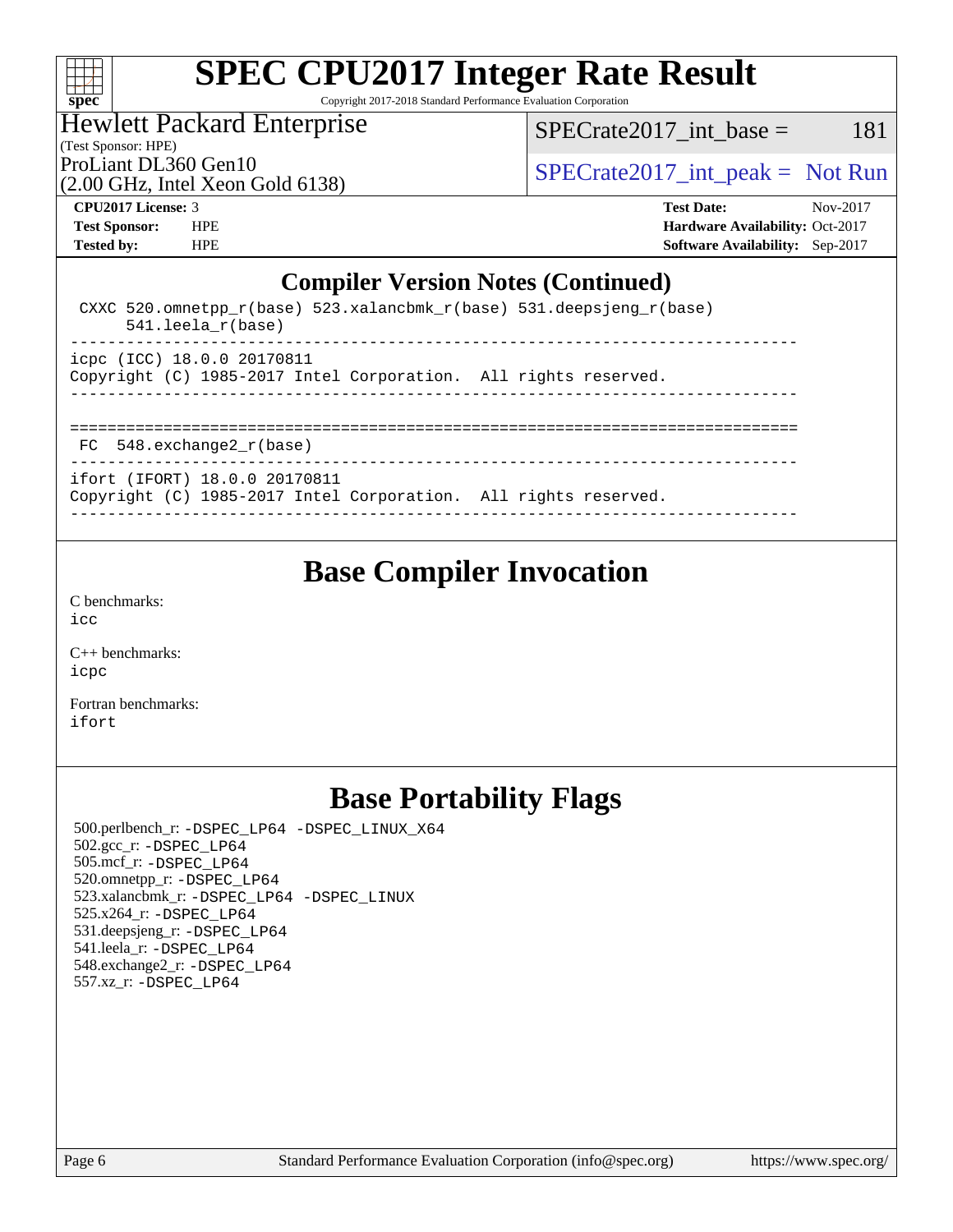# SPEC CPU2017 Integer Rate Result

Copyright 2017-2018 Standard Performance Evaluation Corporation

**Hewlett Packard Enterprise**
(Test Sponsor: HPE)
ProLiant DL360 Gen10
(2.00 GHz, Intel Xeon Gold 6138)

SPECrate2017_int_base = 181

SPECrate2017_int_peak = Not Run

**CPU2017 License:** 3
**Test Sponsor:** HPE
**Tested by:** HPE

**Test Date:** Nov-2017
**Hardware Availability:** Oct-2017
**Software Availability:** Sep-2017

## Compiler Version Notes (Continued)

```
 CXXC 520.omnetpp_r(base) 523.xalancbmk_r(base) 531.deepsjeng_r(base)
      541.leela_r(base)
------------------------------------------------------------------------------
icpc (ICC) 18.0.0 20170811
Copyright (C) 1985-2017 Intel Corporation.  All rights reserved.
------------------------------------------------------------------------------

==============================================================================
 FC  548.exchange2_r(base)
------------------------------------------------------------------------------
ifort (IFORT) 18.0.0 20170811
Copyright (C) 1985-2017 Intel Corporation.  All rights reserved.
------------------------------------------------------------------------------
```

## Base Compiler Invocation

C benchmarks:
icc

C++ benchmarks:
icpc

Fortran benchmarks:
ifort

## Base Portability Flags

500.perlbench_r: -DSPEC_LP64 -DSPEC_LINUX_X64
502.gcc_r: -DSPEC_LP64
505.mcf_r: -DSPEC_LP64
520.omnetpp_r: -DSPEC_LP64
523.xalancbmk_r: -DSPEC_LP64 -DSPEC_LINUX
525.x264_r: -DSPEC_LP64
531.deepsjeng_r: -DSPEC_LP64
541.leela_r: -DSPEC_LP64
548.exchange2_r: -DSPEC_LP64
557.xz_r: -DSPEC_LP64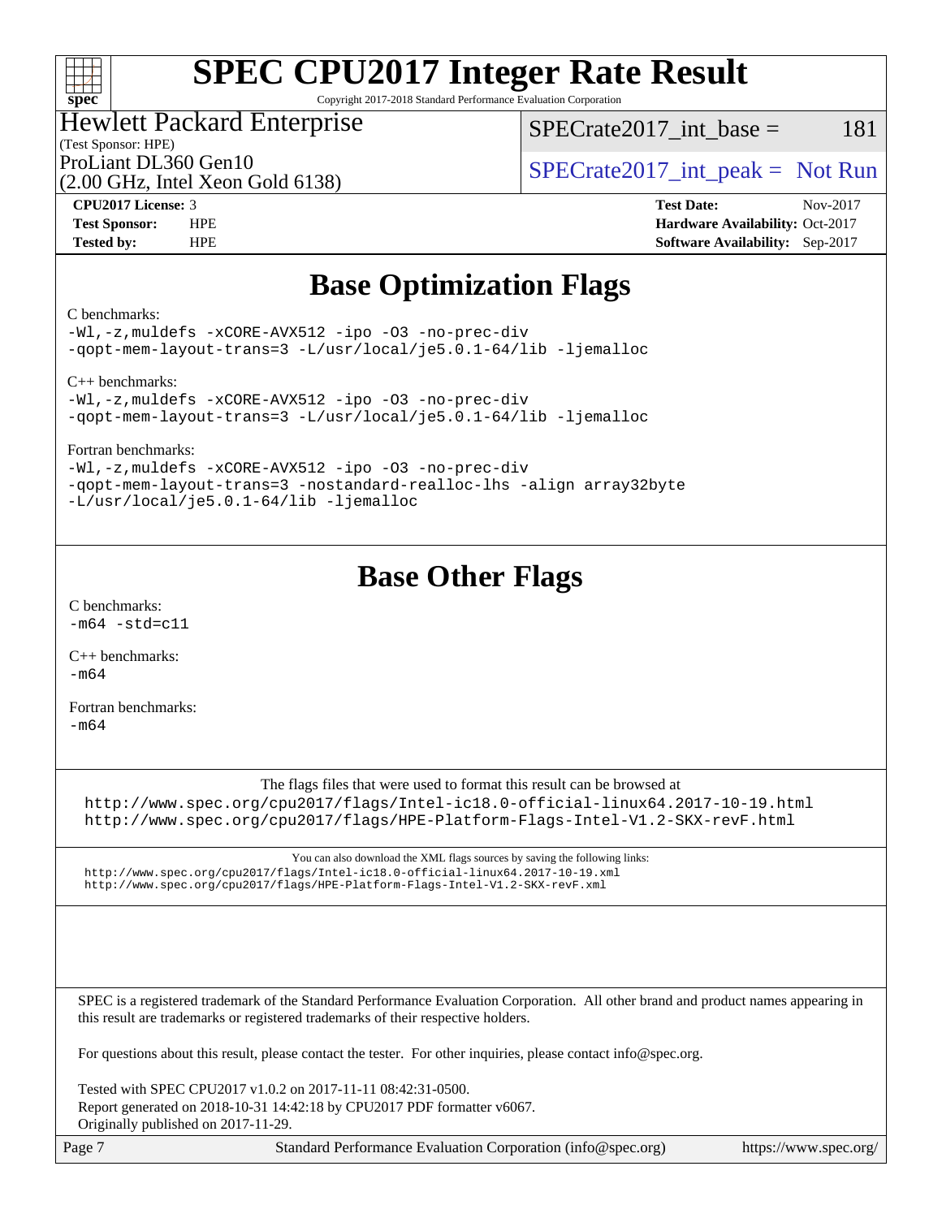# SPEC CPU2017 Integer Rate Result

Copyright 2017-2018 Standard Performance Evaluation Corporation

**Hewlett Packard Enterprise**
(Test Sponsor: HPE)
ProLiant DL360 Gen10
(2.00 GHz, Intel Xeon Gold 6138)

SPECrate2017_int_base = 181

SPECrate2017_int_peak = Not Run

**CPU2017 License:** 3
**Test Sponsor:** HPE
**Tested by:** HPE

**Test Date:** Nov-2017
**Hardware Availability:** Oct-2017
**Software Availability:** Sep-2017

## Base Optimization Flags

C benchmarks:
```
-Wl,-z,muldefs -xCORE-AVX512 -ipo -O3 -no-prec-div
-qopt-mem-layout-trans=3 -L/usr/local/je5.0.1-64/lib -ljemalloc
```

C++ benchmarks:
```
-Wl,-z,muldefs -xCORE-AVX512 -ipo -O3 -no-prec-div
-qopt-mem-layout-trans=3 -L/usr/local/je5.0.1-64/lib -ljemalloc
```

Fortran benchmarks:
```
-Wl,-z,muldefs -xCORE-AVX512 -ipo -O3 -no-prec-div
-qopt-mem-layout-trans=3 -nostandard-realloc-lhs -align array32byte
-L/usr/local/je5.0.1-64/lib -ljemalloc
```

## Base Other Flags

C benchmarks:
```
-m64 -std=c11
```

C++ benchmarks:
```
-m64
```

Fortran benchmarks:
```
-m64
```

The flags files that were used to format this result can be browsed at
http://www.spec.org/cpu2017/flags/Intel-ic18.0-official-linux64.2017-10-19.html
http://www.spec.org/cpu2017/flags/HPE-Platform-Flags-Intel-V1.2-SKX-revF.html

You can also download the XML flags sources by saving the following links:
http://www.spec.org/cpu2017/flags/Intel-ic18.0-official-linux64.2017-10-19.xml
http://www.spec.org/cpu2017/flags/HPE-Platform-Flags-Intel-V1.2-SKX-revF.xml

SPEC is a registered trademark of the Standard Performance Evaluation Corporation. All other brand and product names appearing in this result are trademarks or registered trademarks of their respective holders.

For questions about this result, please contact the tester. For other inquiries, please contact info@spec.org.

Tested with SPEC CPU2017 v1.0.2 on 2017-11-11 08:42:31-0500.
Report generated on 2018-10-31 14:42:18 by CPU2017 PDF formatter v6067.
Originally published on 2017-11-29.